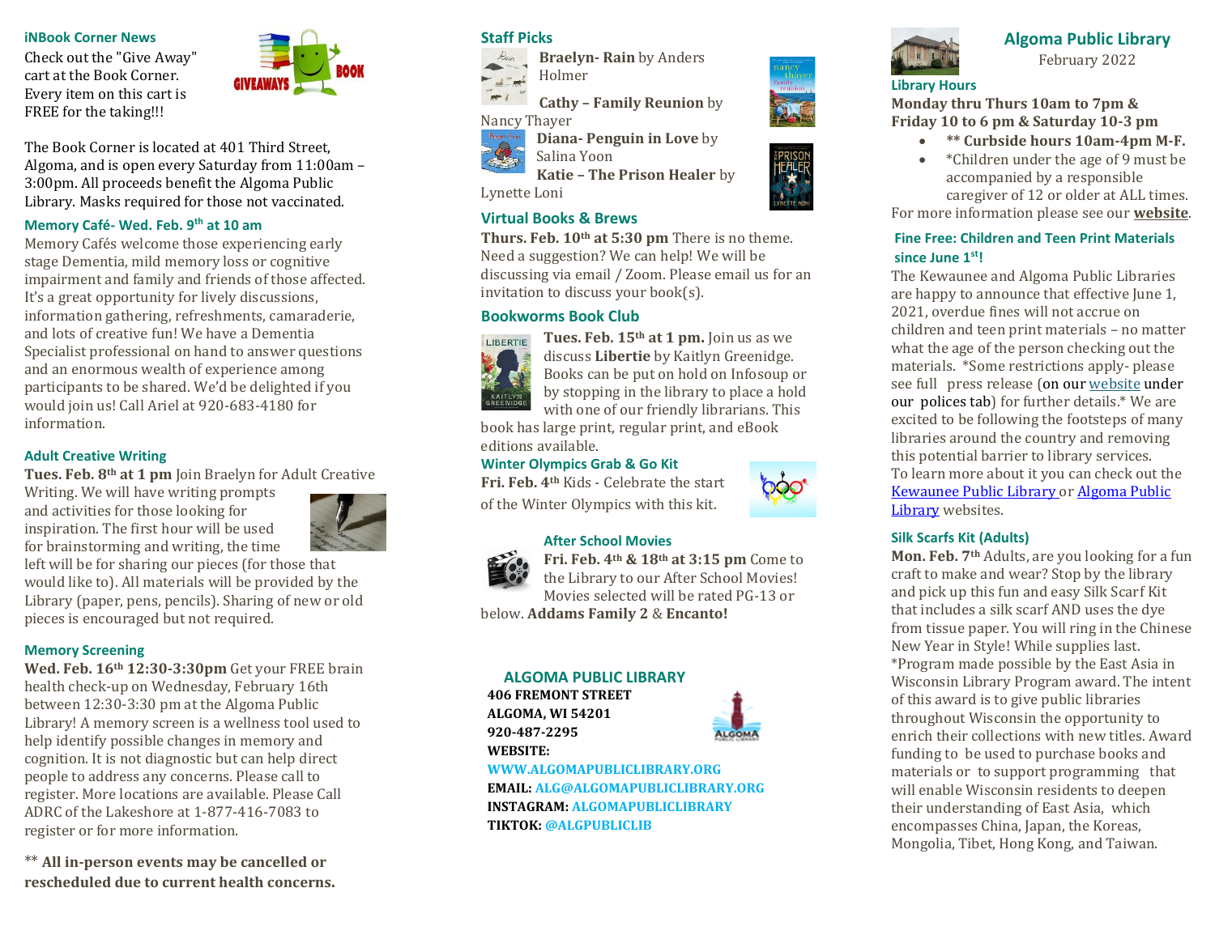## iNBook Corner News

Check out the "Give Away" cart at the Book Corner. Every item on this cart is FREE for the taking!!!

The Book Corner is located at 401 Third Street, Algoma, and is open every Saturday from 11:00am – 3:00pm. All proceeds benefit the Algoma Public Library. Masks required for those not vaccinated.

## Memory Café- Wed. Feb. 9th at 10 am

Memory Cafés welcome those experiencing early stage Dementia, mild memory loss or cognitive impairment and family and friends of those affected. It's a great opportunity for lively discussions, information gathering, refreshments, camaraderie, and lots of creative fun! We have a Dementia Specialist professional on hand to answer questions and an enormous wealth of experience among participants to be shared. We'd be delighted if you would join us! Call Ariel at 920-683-4180 for information.

## Adult Creative Writing

**Tues. Feb. 8th at 1 pm** Join Braelyn for Adult Creative Writing. We will have writing prompts and activities for those looking for inspiration. The first hour will be used for brainstorming and writing, the time left will be for sharing our pieces (for those that would like to). All materials will be provided by the Library (paper, pens, pencils). Sharing of new or old pieces is encouraged but not required.

## Memory Screening

**Wed. Feb. 16th 12:30-3:30pm** Get your FREE brain health check-up on Wednesday, February 16th between 12:30-3:30 pm at the Algoma Public Library! A memory screen is a wellness tool used to help identify possible changes in memory and cognition. It is not diagnostic but can help direct people to address any concerns. Please call to register. More locations are available. Please Call ADRC of the Lakeshore at 1-877-416-7083 to register or for more information.

** **All in-person events may be cancelled or rescheduled due to current health concerns.**

## Staff Picks

**Braelyn- Rain** by Anders Holmer

**Cathy – Family Reunion** by Nancy Thayer

**Diana- Penguin in Love** by Salina Yoon

**Katie – The Prison Healer** by Lynette Loni

## Virtual Books & Brews

**Thurs. Feb. 10th at 5:30 pm** There is no theme. Need a suggestion? We can help! We will be discussing via email / Zoom. Please email us for an invitation to discuss your book(s).

## Bookworms Book Club

**Tues. Feb. 15th at 1 pm.** Join us as we discuss **Libertie** by Kaitlyn Greenidge. Books can be put on hold on Infosoup or by stopping in the library to place a hold with one of our friendly librarians. This book has large print, regular print, and eBook editions available.

## Winter Olympics Grab & Go Kit

**Fri. Feb. 4th** Kids - Celebrate the start of the Winter Olympics with this kit.

## After School Movies

**Fri. Feb. 4th & 18th at 3:15 pm** Come to the Library to our After School Movies! Movies selected will be rated PG-13 or below. **Addams Family 2** & **Encanto!**

## ALGOMA PUBLIC LIBRARY

**406 FREMONT STREET**
**ALGOMA, WI 54201**
**920-487-2295**
**WEBSITE:** WWW.ALGOMAPUBLICLIBRARY.ORG
**EMAIL:** ALG@ALGOMAPUBLICLIBRARY.ORG
**INSTAGRAM:** ALGOMAPUBLICLIBRARY
**TIKTOK:** @ALGPUBLICLIB

# Algoma Public Library

February 2022

## Library Hours

**Monday thru Thurs 10am to 7pm & Friday 10 to 6 pm & Saturday 10-3 pm**

- **** Curbside hours 10am-4pm M-F.**
- *Children under the age of 9 must be accompanied by a responsible caregiver of 12 or older at ALL times.

For more information please see our **website**.

## Fine Free: Children and Teen Print Materials since June 1st!

The Kewaunee and Algoma Public Libraries are happy to announce that effective June 1, 2021, overdue fines will not accrue on children and teen print materials – no matter what the age of the person checking out the materials. *Some restrictions apply- please see full press release (on our website under our polices tab) for further details.* We are excited to be following the footsteps of many libraries around the country and removing this potential barrier to library services.
To learn more about it you can check out the Kewaunee Public Library or Algoma Public Library websites.

## Silk Scarfs Kit (Adults)

**Mon. Feb. 7th** Adults, are you looking for a fun craft to make and wear? Stop by the library and pick up this fun and easy Silk Scarf Kit that includes a silk scarf AND uses the dye from tissue paper. You will ring in the Chinese New Year in Style! While supplies last.
*Program made possible by the East Asia in Wisconsin Library Program award. The intent of this award is to give public libraries throughout Wisconsin the opportunity to enrich their collections with new titles. Award funding to be used to purchase books and materials or to support programming that will enable Wisconsin residents to deepen their understanding of East Asia, which encompasses China, Japan, the Koreas, Mongolia, Tibet, Hong Kong, and Taiwan.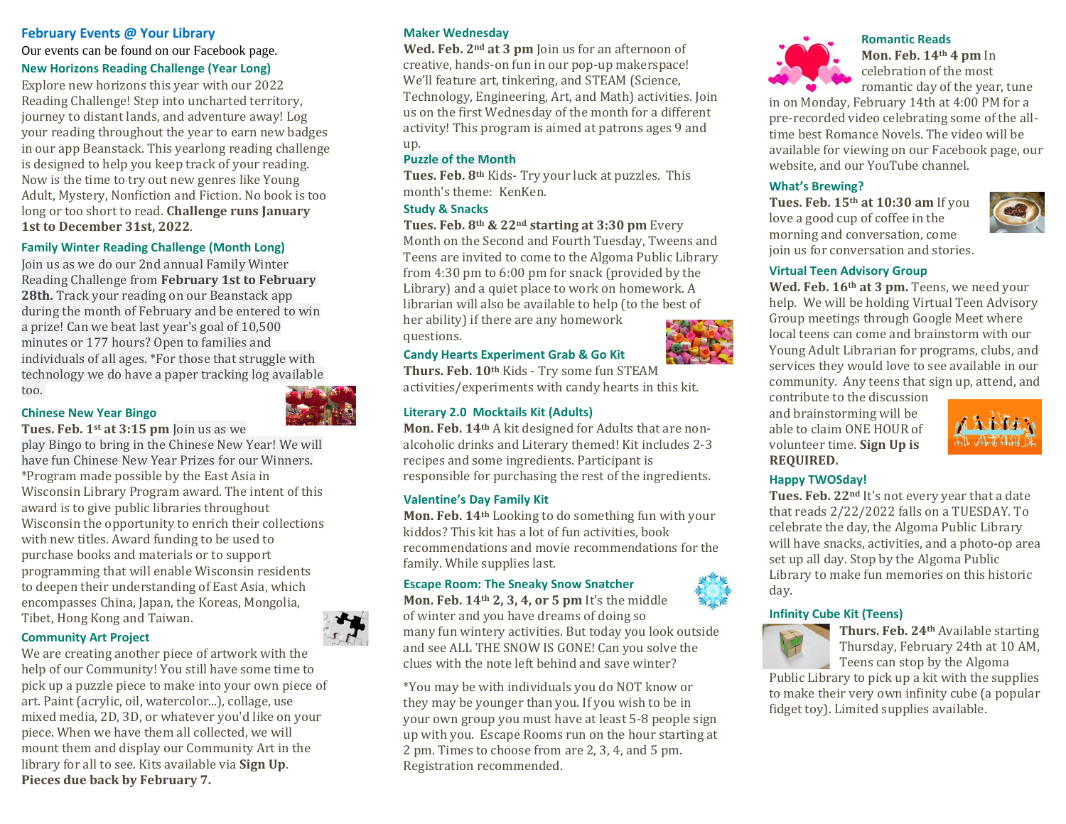## February Events @ Your Library

Our events can be found on our Facebook page.

### New Horizons Reading Challenge (Year Long)

Explore new horizons this year with our 2022 Reading Challenge! Step into uncharted territory, journey to distant lands, and adventure away! Log your reading throughout the year to earn new badges in our app Beanstack. This yearlong reading challenge is designed to help you keep track of your reading. Now is the time to try out new genres like Young Adult, Mystery, Nonfiction and Fiction. No book is too long or too short to read. **Challenge runs January 1st to December 31st, 2022**.

### Family Winter Reading Challenge (Month Long)

Join us as we do our 2nd annual Family Winter Reading Challenge from **February 1st to February 28th.** Track your reading on our Beanstack app during the month of February and be entered to win a prize! Can we beat last year's goal of 10,500 minutes or 177 hours? Open to families and individuals of all ages. *For those that struggle with technology we do have a paper tracking log available too.

### Chinese New Year Bingo

**Tues. Feb. 1st at 3:15 pm** Join us as we play Bingo to bring in the Chinese New Year! We will have fun Chinese New Year Prizes for our Winners. *Program made possible by the East Asia in Wisconsin Library Program award. The intent of this award is to give public libraries throughout Wisconsin the opportunity to enrich their collections with new titles. Award funding to be used to purchase books and materials or to support programming that will enable Wisconsin residents to deepen their understanding of East Asia, which encompasses China, Japan, the Koreas, Mongolia, Tibet, Hong Kong and Taiwan.

### Community Art Project

We are creating another piece of artwork with the help of our Community! You still have some time to pick up a puzzle piece to make into your own piece of art. Paint (acrylic, oil, watercolor...), collage, use mixed media, 2D, 3D, or whatever you'd like on your piece. When we have them all collected, we will mount them and display our Community Art in the library for all to see. Kits available via **Sign Up**. **Pieces due back by February 7.**

### Maker Wednesday

**Wed. Feb. 2nd at 3 pm** Join us for an afternoon of creative, hands-on fun in our pop-up makerspace! We'll feature art, tinkering, and STEAM (Science, Technology, Engineering, Art, and Math) activities. Join us on the first Wednesday of the month for a different activity! This program is aimed at patrons ages 9 and up.

### Puzzle of the Month

**Tues. Feb. 8th** Kids- Try your luck at puzzles. This month's theme: KenKen.

### Study & Snacks

**Tues. Feb. 8th & 22nd starting at 3:30 pm** Every Month on the Second and Fourth Tuesday, Tweens and Teens are invited to come to the Algoma Public Library from 4:30 pm to 6:00 pm for snack (provided by the Library) and a quiet place to work on homework. A librarian will also be available to help (to the best of her ability) if there are any homework questions.

### Candy Hearts Experiment Grab & Go Kit

**Thurs. Feb. 10th** Kids - Try some fun STEAM activities/experiments with candy hearts in this kit.

### Literary 2.0 Mocktails Kit (Adults)

**Mon. Feb. 14th** A kit designed for Adults that are non-alcoholic drinks and Literary themed! Kit includes 2-3 recipes and some ingredients. Participant is responsible for purchasing the rest of the ingredients.

### Valentine's Day Family Kit

**Mon. Feb. 14th** Looking to do something fun with your kiddos? This kit has a lot of fun activities, book recommendations and movie recommendations for the family. While supplies last.

### Escape Room: The Sneaky Snow Snatcher

**Mon. Feb. 14th 2, 3, 4, or 5 pm** It's the middle of winter and you have dreams of doing so many fun wintery activities. But today you look outside and see ALL THE SNOW IS GONE! Can you solve the clues with the note left behind and save winter?

*You may be with individuals you do NOT know or they may be younger than you. If you wish to be in your own group you must have at least 5-8 people sign up with you. Escape Rooms run on the hour starting at 2 pm. Times to choose from are 2, 3, 4, and 5 pm. Registration recommended.

### Romantic Reads

**Mon. Feb. 14th 4 pm** In celebration of the most romantic day of the year, tune in on Monday, February 14th at 4:00 PM for a pre-recorded video celebrating some of the all-time best Romance Novels. The video will be available for viewing on our Facebook page, our website, and our YouTube channel.

### What's Brewing?

**Tues. Feb. 15th at 10:30 am** If you love a good cup of coffee in the morning and conversation, come join us for conversation and stories.

### Virtual Teen Advisory Group

**Wed. Feb. 16th at 3 pm.** Teens, we need your help. We will be holding Virtual Teen Advisory Group meetings through Google Meet where local teens can come and brainstorm with our Young Adult Librarian for programs, clubs, and services they would love to see available in our community. Any teens that sign up, attend, and contribute to the discussion and brainstorming will be able to claim ONE HOUR of volunteer time. **Sign Up is REQUIRED.**

### Happy TWOSday!

**Tues. Feb. 22nd** It's not every year that a date that reads 2/22/2022 falls on a TUESDAY. To celebrate the day, the Algoma Public Library will have snacks, activities, and a photo-op area set up all day. Stop by the Algoma Public Library to make fun memories on this historic day.

### Infinity Cube Kit (Teens)

**Thurs. Feb. 24th** Available starting Thursday, February 24th at 10 AM, Teens can stop by the Algoma Public Library to pick up a kit with the supplies to make their very own infinity cube (a popular fidget toy). Limited supplies available.